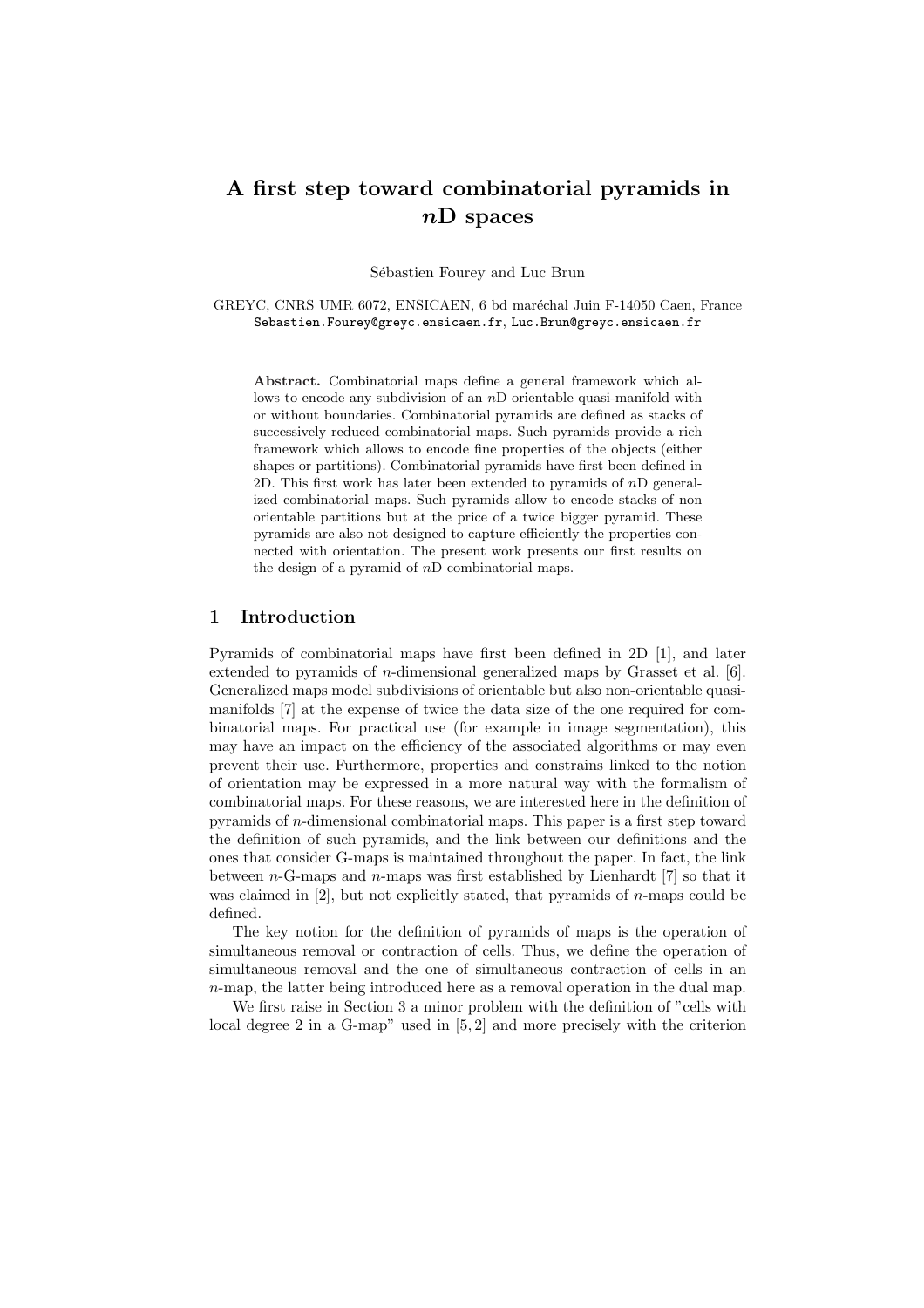# A first step toward combinatorial pyramids in $n$D spaces

Sébastien Fourey and Luc Brun

GREYC, CNRS UMR 6072, ENSICAEN, 6 bd maréchal Juin F-14050 Caen, France
Sebastien.Fourey@greyc.ensicaen.fr, Luc.Brun@greyc.ensicaen.fr

**Abstract.** Combinatorial maps define a general framework which allows to encode any subdivision of an $n$D orientable quasi-manifold with or without boundaries. Combinatorial pyramids are defined as stacks of successively reduced combinatorial maps. Such pyramids provide a rich framework which allows to encode fine properties of the objects (either shapes or partitions). Combinatorial pyramids have first been defined in 2D. This first work has later been extended to pyramids of $n$D generalized combinatorial maps. Such pyramids allow to encode stacks of non orientable partitions but at the price of a twice bigger pyramid. These pyramids are also not designed to capture efficiently the properties connected with orientation. The present work presents our first results on the design of a pyramid of $n$D combinatorial maps.

## 1 Introduction

Pyramids of combinatorial maps have first been defined in 2D [1], and later extended to pyramids of $n$-dimensional generalized maps by Grasset et al. [6]. Generalized maps model subdivisions of orientable but also non-orientable quasi-manifolds [7] at the expense of twice the data size of the one required for combinatorial maps. For practical use (for example in image segmentation), this may have an impact on the efficiency of the associated algorithms or may even prevent their use. Furthermore, properties and constrains linked to the notion of orientation may be expressed in a more natural way with the formalism of combinatorial maps. For these reasons, we are interested here in the definition of pyramids of $n$-dimensional combinatorial maps. This paper is a first step toward the definition of such pyramids, and the link between our definitions and the ones that consider G-maps is maintained throughout the paper. In fact, the link between $n$-G-maps and $n$-maps was first established by Lienhardt [7] so that it was claimed in [2], but not explicitly stated, that pyramids of $n$-maps could be defined.

The key notion for the definition of pyramids of maps is the operation of simultaneous removal or contraction of cells. Thus, we define the operation of simultaneous removal and the one of simultaneous contraction of cells in an $n$-map, the latter being introduced here as a removal operation in the dual map.

We first raise in Section 3 a minor problem with the definition of "cells with local degree 2 in a G-map" used in [5, 2] and more precisely with the criterion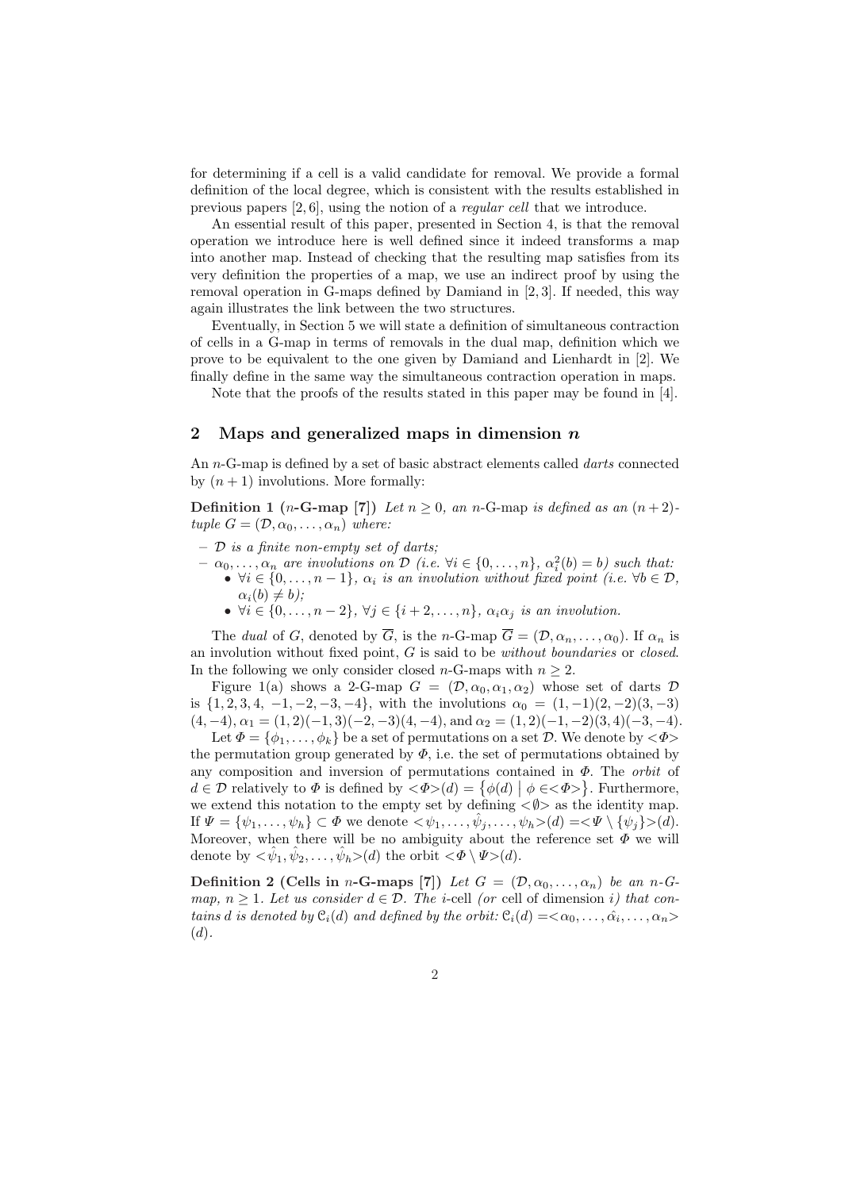for determining if a cell is a valid candidate for removal. We provide a formal definition of the local degree, which is consistent with the results established in previous papers [2, 6], using the notion of a *regular cell* that we introduce.

An essential result of this paper, presented in Section 4, is that the removal operation we introduce here is well defined since it indeed transforms a map into another map. Instead of checking that the resulting map satisfies from its very definition the properties of a map, we use an indirect proof by using the removal operation in G-maps defined by Damiand in [2, 3]. If needed, this way again illustrates the link between the two structures.

Eventually, in Section 5 we will state a definition of simultaneous contraction of cells in a G-map in terms of removals in the dual map, definition which we prove to be equivalent to the one given by Damiand and Lienhardt in [2]. We finally define in the same way the simultaneous contraction operation in maps.

Note that the proofs of the results stated in this paper may be found in [4].

## 2 Maps and generalized maps in dimension $n$

An $n$-G-map is defined by a set of basic abstract elements called *darts* connected by $(n+1)$ involutions. More formally:

**Definition 1 ($n$-G-map [7])** *Let $n \geq 0$, an $n$-G-map is defined as an $(n+2)$-tuple $G = (\mathcal{D}, \alpha_0, \ldots, \alpha_n)$ where:*

- *$\mathcal{D}$ is a finite non-empty set of darts;*
- *$\alpha_0, \ldots, \alpha_n$ are involutions on $\mathcal{D}$ (i.e. $\forall i \in \{0, \ldots, n\}$, $\alpha_i^2(b) = b$) such that:*
  - *$\forall i \in \{0, \ldots, n-1\}$, $\alpha_i$ is an involution without fixed point (i.e. $\forall b \in \mathcal{D}$, $\alpha_i(b) \neq b$);*
  - *$\forall i \in \{0, \ldots, n-2\}$, $\forall j \in \{i+2, \ldots, n\}$, $\alpha_i \alpha_j$ is an involution.*

The *dual* of $G$, denoted by $\overline{G}$, is the $n$-G-map $\overline{G} = (\mathcal{D}, \alpha_n, \ldots, \alpha_0)$. If $\alpha_n$ is an involution without fixed point, $G$ is said to be *without boundaries* or *closed*. In the following we only consider closed $n$-G-maps with $n \geq 2$.

Figure 1(a) shows a 2-G-map $G = (\mathcal{D}, \alpha_0, \alpha_1, \alpha_2)$ whose set of darts $\mathcal{D}$ is $\{1, 2, 3, 4, -1, -2, -3, -4\}$, with the involutions $\alpha_0 = (1, -1)(2, -2)(3, -3)(4, -4)$, $\alpha_1 = (1, 2)(-1, 3)(-2, -3)(4, -4)$, and $\alpha_2 = (1, 2)(-1, -2)(3, 4)(-3, -4)$.

Let $\Phi = \{\phi_1, \ldots, \phi_k\}$ be a set of permutations on a set $\mathcal{D}$. We denote by $<\Phi>$ the permutation group generated by $\Phi$, i.e. the set of permutations obtained by any composition and inversion of permutations contained in $\Phi$. The *orbit* of $d \in \mathcal{D}$ relatively to $\Phi$ is defined by $<\Phi>(d) = \{\phi(d) \mid \phi \in <\Phi>\}$. Furthermore, we extend this notation to the empty set by defining $<\emptyset>$ as the identity map. If $\Psi = \{\psi_1, \ldots, \psi_h\} \subset \Phi$ we denote $<\psi_1, \ldots, \hat{\psi_j}, \ldots, \psi_h>(d) = <\Psi \setminus \{\psi_j\}>(d)$. Moreover, when there will be no ambiguity about the reference set $\Phi$ we will denote by $<\hat{\psi_1}, \hat{\psi_2}, \ldots, \hat{\psi_h}>(d)$ the orbit $<\Phi \setminus \Psi>(d)$.

**Definition 2 (Cells in $n$-G-maps [7])** *Let $G = (\mathcal{D}, \alpha_0, \ldots, \alpha_n)$ be an $n$-G-map, $n \geq 1$. Let us consider $d \in \mathcal{D}$. The $i$-cell (or cell of dimension $i$) that contains $d$ is denoted by $\mathcal{C}_i(d)$ and defined by the orbit: $\mathcal{C}_i(d) = <\alpha_0, \ldots, \hat{\alpha_i}, \ldots, \alpha_n>(d)$.*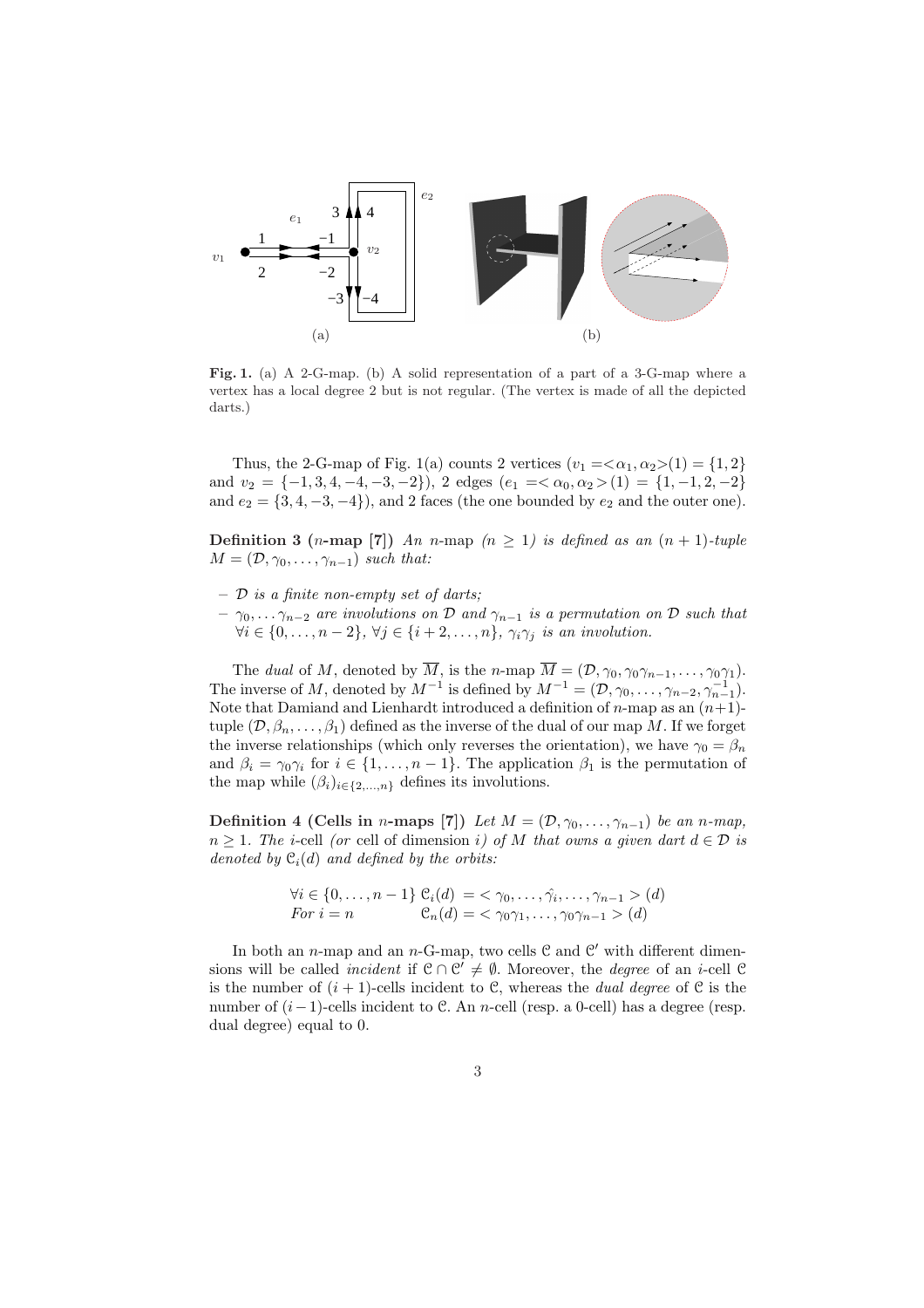**Fig. 1.** (a) A 2-G-map. (b) A solid representation of a part of a 3-G-map where a vertex has a local degree 2 but is not regular. (The vertex is made of all the depicted darts.)

Thus, the 2-G-map of Fig. 1(a) counts 2 vertices ($v_1 = <\alpha_1, \alpha_2>(1) = \{1, 2\}$ and $v_2 = \{-1, 3, 4, -4, -3, -2\}$), 2 edges ($e_1 = <\alpha_0, \alpha_2>(1) = \{1, -1, 2, -2\}$ and $e_2 = \{3, 4, -3, -4\}$), and 2 faces (the one bounded by $e_2$ and the outer one).

**Definition 3 ($n$-map [7])** *An* $n$-map *($n \geq 1$) is defined as an $(n+1)$-tuple $M = (\mathcal{D}, \gamma_0, \ldots, \gamma_{n-1})$ such that:*

- *$\mathcal{D}$ is a finite non-empty set of darts;*
- *$\gamma_0, \ldots \gamma_{n-2}$ are involutions on $\mathcal{D}$ and $\gamma_{n-1}$ is a permutation on $\mathcal{D}$ such that $\forall i \in \{0, \ldots, n-2\}$, $\forall j \in \{i+2, \ldots, n\}$, $\gamma_i \gamma_j$ is an involution.*

The *dual* of $M$, denoted by $\overline{M}$, is the $n$-map $\overline{M} = (\mathcal{D}, \gamma_0, \gamma_0\gamma_{n-1}, \ldots, \gamma_0\gamma_1)$. The inverse of $M$, denoted by $M^{-1}$ is defined by $M^{-1} = (\mathcal{D}, \gamma_0, \ldots, \gamma_{n-2}, \gamma_{n-1}^{-1})$. Note that Damiand and Lienhardt introduced a definition of $n$-map as an $(n+1)$-tuple $(\mathcal{D}, \beta_n, \ldots, \beta_1)$ defined as the inverse of the dual of our map $M$. If we forget the inverse relationships (which only reverses the orientation), we have $\gamma_0 = \beta_n$ and $\beta_i = \gamma_0\gamma_i$ for $i \in \{1, \ldots, n-1\}$. The application $\beta_1$ is the permutation of the map while $(\beta_i)_{i \in \{2, \ldots, n\}}$ defines its involutions.

**Definition 4 (Cells in $n$-maps [7])** *Let $M = (\mathcal{D}, \gamma_0, \ldots, \gamma_{n-1})$ be an $n$-map, $n \geq 1$. The $i$-cell (or cell of dimension $i$) of $M$ that owns a given dart $d \in \mathcal{D}$ is denoted by $\mathcal{C}_i(d)$ and defined by the orbits:*

$$\begin{array}{ll} \forall i \in \{0, \ldots, n-1\} & \mathcal{C}_i(d) = <\gamma_0, \ldots, \hat{\gamma_i}, \ldots, \gamma_{n-1}>(d) \\ \textit{For } i = n & \mathcal{C}_n(d) = <\gamma_0\gamma_1, \ldots, \gamma_0\gamma_{n-1}>(d) \end{array}$$

In both an $n$-map and an $n$-G-map, two cells $\mathcal{C}$ and $\mathcal{C}'$ with different dimensions will be called *incident* if $\mathcal{C} \cap \mathcal{C}' \neq \emptyset$. Moreover, the *degree* of an $i$-cell $\mathcal{C}$ is the number of $(i+1)$-cells incident to $\mathcal{C}$, whereas the *dual degree* of $\mathcal{C}$ is the number of $(i-1)$-cells incident to $\mathcal{C}$. An $n$-cell (resp. a 0-cell) has a degree (resp. dual degree) equal to 0.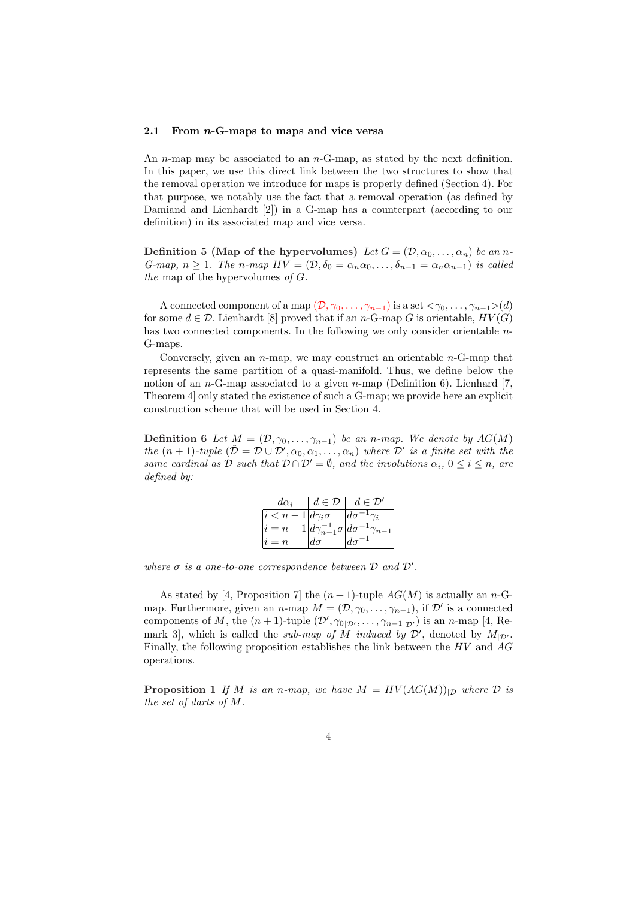### 2.1 From $n$-G-maps to maps and vice versa

An $n$-map may be associated to an $n$-G-map, as stated by the next definition. In this paper, we use this direct link between the two structures to show that the removal operation we introduce for maps is properly defined (Section 4). For that purpose, we notably use the fact that a removal operation (as defined by Damiand and Lienhardt [2]) in a G-map has a counterpart (according to our definition) in its associated map and vice versa.

**Definition 5 (Map of the hypervolumes)** *Let $G = (\mathcal{D}, \alpha_0, \ldots, \alpha_n)$ be an $n$-G-map, $n \geq 1$. The $n$-map $HV = (\mathcal{D}, \delta_0 = \alpha_n\alpha_0, \ldots, \delta_{n-1} = \alpha_n\alpha_{n-1})$ is called the* map of the hypervolumes *of $G$.*

A connected component of a map $(\mathcal{D}, \gamma_0, \ldots, \gamma_{n-1})$ is a set $<\gamma_0, \ldots, \gamma_{n-1}>(d)$ for some $d \in \mathcal{D}$. Lienhardt [8] proved that if an $n$-G-map $G$ is orientable, $HV(G)$ has two connected components. In the following we only consider orientable $n$-G-maps.

Conversely, given an $n$-map, we may construct an orientable $n$-G-map that represents the same partition of a quasi-manifold. Thus, we define below the notion of an $n$-G-map associated to a given $n$-map (Definition 6). Lienhard [7, Theorem 4] only stated the existence of such a G-map; we provide here an explicit construction scheme that will be used in Section 4.

**Definition 6** *Let $M = (\mathcal{D}, \gamma_0, \ldots, \gamma_{n-1})$ be an $n$-map. We denote by $AG(M)$ the $(n+1)$-tuple $(\tilde{\mathcal{D}} = \mathcal{D} \cup \mathcal{D}', \alpha_0, \alpha_1, \ldots, \alpha_n)$ where $\mathcal{D}'$ is a finite set with the same cardinal as $\mathcal{D}$ such that $\mathcal{D} \cap \mathcal{D}' = \emptyset$, and the involutions $\alpha_i$, $0 \leq i \leq n$, are defined by:*

| $d\alpha_i$ | $d \in \mathcal{D}$ | $d \in \mathcal{D}'$ |
|---|---|---|
| $i < n-1$ | $d\gamma_i\sigma$ | $d\sigma^{-1}\gamma_i$ |
| $i = n-1$ | $d\gamma_{n-1}^{-1}\sigma$ | $d\sigma^{-1}\gamma_{n-1}$ |
| $i = n$ | $d\sigma$ | $d\sigma^{-1}$ |

*where $\sigma$ is a one-to-one correspondence between $\mathcal{D}$ and $\mathcal{D}'$.*

As stated by [4, Proposition 7] the $(n+1)$-tuple $AG(M)$ is actually an $n$-G-map. Furthermore, given an $n$-map $M = (\mathcal{D}, \gamma_0, \ldots, \gamma_{n-1})$, if $\mathcal{D}'$ is a connected components of $M$, the $(n+1)$-tuple $(\mathcal{D}', \gamma_{0|\mathcal{D}'}, \ldots, \gamma_{n-1|\mathcal{D}'})$ is an $n$-map [4, Remark 3], which is called the *sub-map of $M$ induced by $\mathcal{D}'$*, denoted by $M_{|\mathcal{D}'}$. Finally, the following proposition establishes the link between the $HV$ and $AG$ operations.

**Proposition 1** *If $M$ is an $n$-map, we have $M = HV(AG(M))_{|\mathcal{D}}$ where $\mathcal{D}$ is the set of darts of $M$.*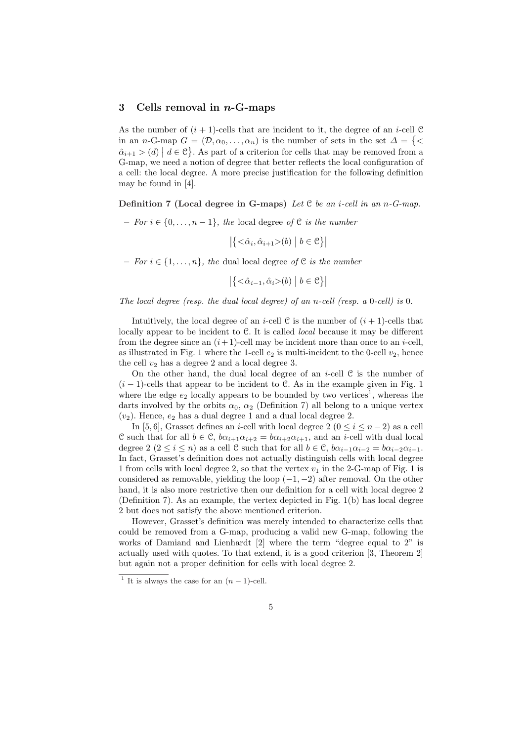## 3 Cells removal in $n$-G-maps

As the number of $(i+1)$-cells that are incident to it, the degree of an $i$-cell $\mathcal{C}$ in an $n$-G-map $G = (\mathcal{D}, \alpha_0, \ldots, \alpha_n)$ is the number of sets in the set $\Delta = \{< \hat{\alpha}_{i+1} > (d) \mid d \in \mathcal{C}\}$. As part of a criterion for cells that may be removed from a G-map, we need a notion of degree that better reflects the local configuration of a cell: the local degree. A more precise justification for the following definition may be found in [4].

**Definition 7 (Local degree in G-maps)** *Let $\mathcal{C}$ be an $i$-cell in an $n$-G-map.*

- *For $i \in \{0, \ldots, n-1\}$, the* local degree *of $\mathcal{C}$ is the number*

$$\left|\left\{<\hat{\alpha}_i, \hat{\alpha}_{i+1}>(b) \mid b \in \mathcal{C}\right\}\right|$$

- *For $i \in \{1, \ldots, n\}$, the* dual local degree *of $\mathcal{C}$ is the number*

$$\left|\left\{<\hat{\alpha}_{i-1}, \hat{\alpha}_i>(b) \mid b \in \mathcal{C}\right\}\right|$$

*The local degree (resp. the dual local degree) of an $n$-cell (resp. a 0-cell) is 0.*

Intuitively, the local degree of an $i$-cell $\mathcal{C}$ is the number of $(i+1)$-cells that locally appear to be incident to $\mathcal{C}$. It is called *local* because it may be different from the degree since an $(i+1)$-cell may be incident more than once to an $i$-cell, as illustrated in Fig. 1 where the 1-cell $e_2$ is multi-incident to the 0-cell $v_2$, hence the cell $v_2$ has a degree 2 and a local degree 3.

On the other hand, the dual local degree of an $i$-cell $\mathcal{C}$ is the number of $(i-1)$-cells that appear to be incident to $\mathcal{C}$. As in the example given in Fig. 1 where the edge $e_2$ locally appears to be bounded by two vertices[1], whereas the darts involved by the orbits $\alpha_0$, $\alpha_2$ (Definition 7) all belong to a unique vertex ($v_2$). Hence, $e_2$ has a dual degree 1 and a dual local degree 2.

In [5, 6], Grasset defines an $i$-cell with local degree 2 ($0 \leq i \leq n-2$) as a cell $\mathcal{C}$ such that for all $b \in \mathcal{C}$, $b\alpha_{i+1}\alpha_{i+2} = b\alpha_{i+2}\alpha_{i+1}$, and an $i$-cell with dual local degree 2 ($2 \leq i \leq n$) as a cell $\mathcal{C}$ such that for all $b \in \mathcal{C}$, $b\alpha_{i-1}\alpha_{i-2} = b\alpha_{i-2}\alpha_{i-1}$. In fact, Grasset's definition does not actually distinguish cells with local degree 1 from cells with local degree 2, so that the vertex $v_1$ in the 2-G-map of Fig. 1 is considered as removable, yielding the loop $(-1, -2)$ after removal. On the other hand, it is also more restrictive then our definition for a cell with local degree 2 (Definition 7). As an example, the vertex depicted in Fig. 1(b) has local degree 2 but does not satisfy the above mentioned criterion.

However, Grasset's definition was merely intended to characterize cells that could be removed from a G-map, producing a valid new G-map, following the works of Damiand and Lienhardt [2] where the term "degree equal to 2" is actually used with quotes. To that extend, it is a good criterion [3, Theorem 2] but again not a proper definition for cells with local degree 2.

[1] It is always the case for an $(n-1)$-cell.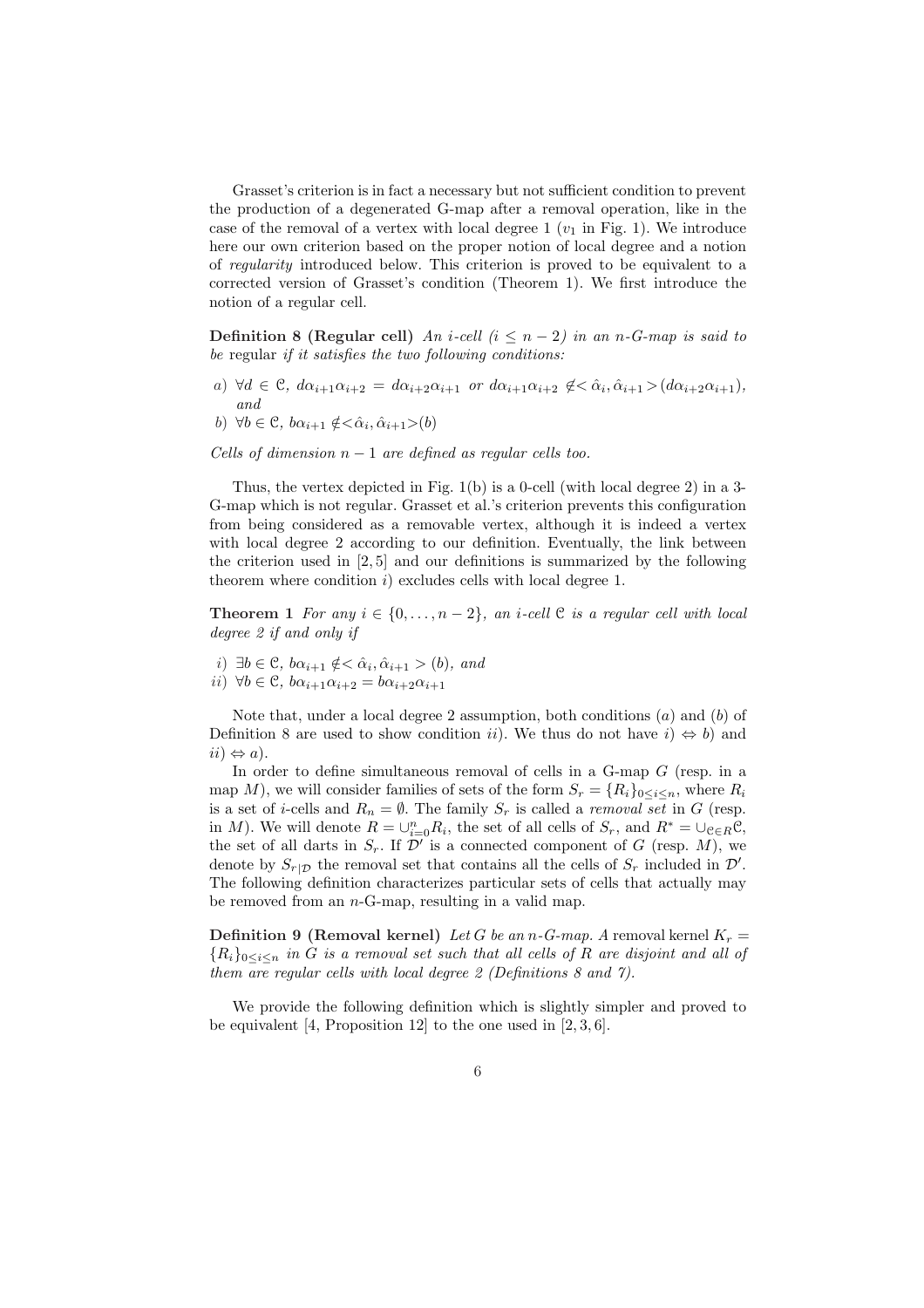Grasset's criterion is in fact a necessary but not sufficient condition to prevent the production of a degenerated G-map after a removal operation, like in the case of the removal of a vertex with local degree 1 ($v_1$ in Fig. 1). We introduce here our own criterion based on the proper notion of local degree and a notion of *regularity* introduced below. This criterion is proved to be equivalent to a corrected version of Grasset's condition (Theorem 1). We first introduce the notion of a regular cell.

**Definition 8 (Regular cell)** *An i-cell ($i \leq n-2$) in an n-G-map is said to be* regular *if it satisfies the two following conditions:*

*a)* $\forall d \in \mathcal{C}$, $d\alpha_{i+1}\alpha_{i+2} = d\alpha_{i+2}\alpha_{i+1}$ *or* $d\alpha_{i+1}\alpha_{i+2} \notin <\hat{\alpha}_i, \hat{\alpha}_{i+1}>(d\alpha_{i+2}\alpha_{i+1})$, *and*

*b)* $\forall b \in \mathcal{C}$, $b\alpha_{i+1} \notin <\hat{\alpha}_i, \hat{\alpha}_{i+1}>(b)$

*Cells of dimension $n-1$ are defined as regular cells too.*

Thus, the vertex depicted in Fig. 1(b) is a 0-cell (with local degree 2) in a 3-G-map which is not regular. Grasset et al.'s criterion prevents this configuration from being considered as a removable vertex, although it is indeed a vertex with local degree 2 according to our definition. Eventually, the link between the criterion used in [2, 5] and our definitions is summarized by the following theorem where condition *i)* excludes cells with local degree 1.

**Theorem 1** *For any $i \in \{0, \ldots, n-2\}$, an i-cell $\mathcal{C}$ is a regular cell with local degree 2 if and only if*

*i)* $\exists b \in \mathcal{C}$, $b\alpha_{i+1} \notin <\hat{\alpha}_i, \hat{\alpha}_{i+1}>(b)$, *and*

*ii)* $\forall b \in \mathcal{C}$, $b\alpha_{i+1}\alpha_{i+2} = b\alpha_{i+2}\alpha_{i+1}$

Note that, under a local degree 2 assumption, both conditions (*a*) and (*b*) of Definition 8 are used to show condition *ii*). We thus do not have *i*) $\Leftrightarrow$ *b*) and *ii*) $\Leftrightarrow$ *a*).

In order to define simultaneous removal of cells in a G-map $G$ (resp. in a map $M$), we will consider families of sets of the form $S_r = \{R_i\}_{0 \leq i \leq n}$, where $R_i$ is a set of $i$-cells and $R_n = \emptyset$. The family $S_r$ is called a *removal set* in $G$ (resp. in $M$). We will denote $R = \cup_{i=0}^{n} R_i$, the set of all cells of $S_r$, and $R^* = \cup_{\mathcal{C} \in R} \mathcal{C}$, the set of all darts in $S_r$. If $\mathcal{D}'$ is a connected component of $G$ (resp. $M$), we denote by $S_{r|\mathcal{D}}$ the removal set that contains all the cells of $S_r$ included in $\mathcal{D}'$. The following definition characterizes particular sets of cells that actually may be removed from an $n$-G-map, resulting in a valid map.

**Definition 9 (Removal kernel)** *Let $G$ be an n-G-map. A* removal kernel $K_r = \{R_i\}_{0 \leq i \leq n}$ *in $G$ is a removal set such that all cells of $R$ are disjoint and all of them are regular cells with local degree 2 (Definitions 8 and 7).*

We provide the following definition which is slightly simpler and proved to be equivalent [4, Proposition 12] to the one used in [2, 3, 6].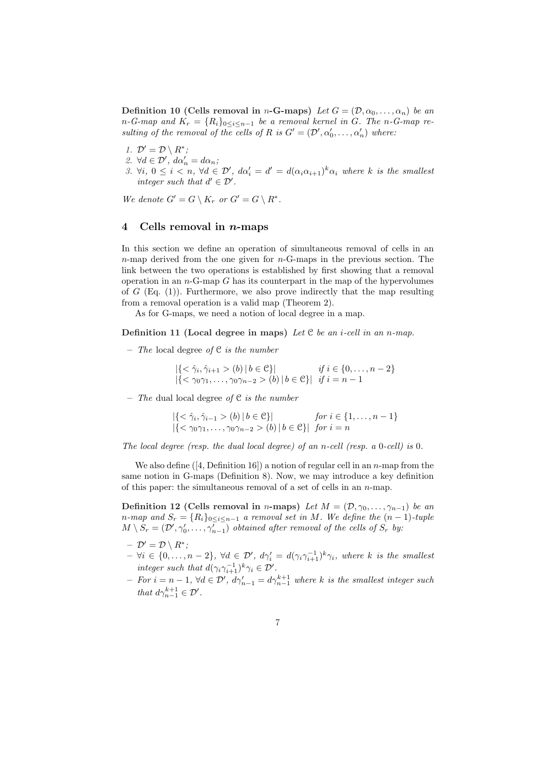**Definition 10 (Cells removal in $n$-G-maps)** *Let $G = (\mathcal{D}, \alpha_0, \ldots, \alpha_n)$ be an $n$-G-map and $K_r = \{R_i\}_{0 \leq i \leq n-1}$ be a removal kernel in $G$. The $n$-G-map resulting of the removal of the cells of $R$ is $G' = (\mathcal{D}', \alpha'_0, \ldots, \alpha'_n)$ where:*

1. $\mathcal{D}' = \mathcal{D} \setminus R^*$;
2. $\forall d \in \mathcal{D}'$, $d\alpha'_n = d\alpha_n$;
3. $\forall i$, $0 \leq i < n$, $\forall d \in \mathcal{D}'$, $d\alpha'_i = d' = d(\alpha_i \alpha_{i+1})^k \alpha_i$ *where $k$ is the smallest integer such that $d' \in \mathcal{D}'$.*

*We denote $G' = G \setminus K_r$ or $G' = G \setminus R^*$.*

## 4 Cells removal in $n$-maps

In this section we define an operation of simultaneous removal of cells in an $n$-map derived from the one given for $n$-G-maps in the previous section. The link between the two operations is established by first showing that a removal operation in an $n$-G-map $G$ has its counterpart in the map of the hypervolumes of $G$ (Eq. (1)). Furthermore, we also prove indirectly that the map resulting from a removal operation is a valid map (Theorem 2).

As for G-maps, we need a notion of local degree in a map.

**Definition 11 (Local degree in maps)** *Let $\mathcal{C}$ be an $i$-cell in an $n$-map.*

- *The* local degree *of $\mathcal{C}$ is the number*

$$\begin{array}{ll} |\{< \hat{\gamma}_i, \hat{\gamma}_{i+1} > (b) \,|\, b \in \mathcal{C}\}| & \text{if } i \in \{0, \ldots, n-2\} \\ |\{< \gamma_0\gamma_1, \ldots, \gamma_0\gamma_{n-2} > (b) \,|\, b \in \mathcal{C}\}| & \text{if } i = n-1 \end{array}$$

- *The* dual local degree *of $\mathcal{C}$ is the number*

$$\begin{array}{ll} |\{< \hat{\gamma}_i, \hat{\gamma}_{i-1} > (b) \,|\, b \in \mathcal{C}\}| & \text{for } i \in \{1, \ldots, n-1\} \\ |\{< \gamma_0\gamma_1, \ldots, \gamma_0\gamma_{n-2} > (b) \,|\, b \in \mathcal{C}\}| & \text{for } i = n \end{array}$$

*The local degree (resp. the dual local degree) of an $n$-cell (resp. a 0-cell) is 0.*

We also define ([4, Definition 16]) a notion of regular cell in an $n$-map from the same notion in G-maps (Definition 8). Now, we may introduce a key definition of this paper: the simultaneous removal of a set of cells in an $n$-map.

**Definition 12 (Cells removal in $n$-maps)** *Let $M = (\mathcal{D}, \gamma_0, \ldots, \gamma_{n-1})$ be an $n$-map and $S_r = \{R_i\}_{0 \leq i \leq n-1}$ a removal set in $M$. We define the $(n-1)$-tuple $M \setminus S_r = (\mathcal{D}', \gamma'_0, \ldots, \gamma'_{n-1})$ obtained after removal of the cells of $S_r$ by:*

- $\mathcal{D}' = \mathcal{D} \setminus R^*$;
- $\forall i \in \{0, \ldots, n-2\}$, $\forall d \in \mathcal{D}'$, $d\gamma'_i = d(\gamma_i \gamma_{i+1}^{-1})^k \gamma_i$, *where $k$ is the smallest integer such that $d(\gamma_i \gamma_{i+1}^{-1})^k \gamma_i \in \mathcal{D}'$.*
- *For $i = n-1$, $\forall d \in \mathcal{D}'$, $d\gamma'_{n-1} = d\gamma_{n-1}^{k+1}$ where $k$ is the smallest integer such that $d\gamma_{n-1}^{k+1} \in \mathcal{D}'$.*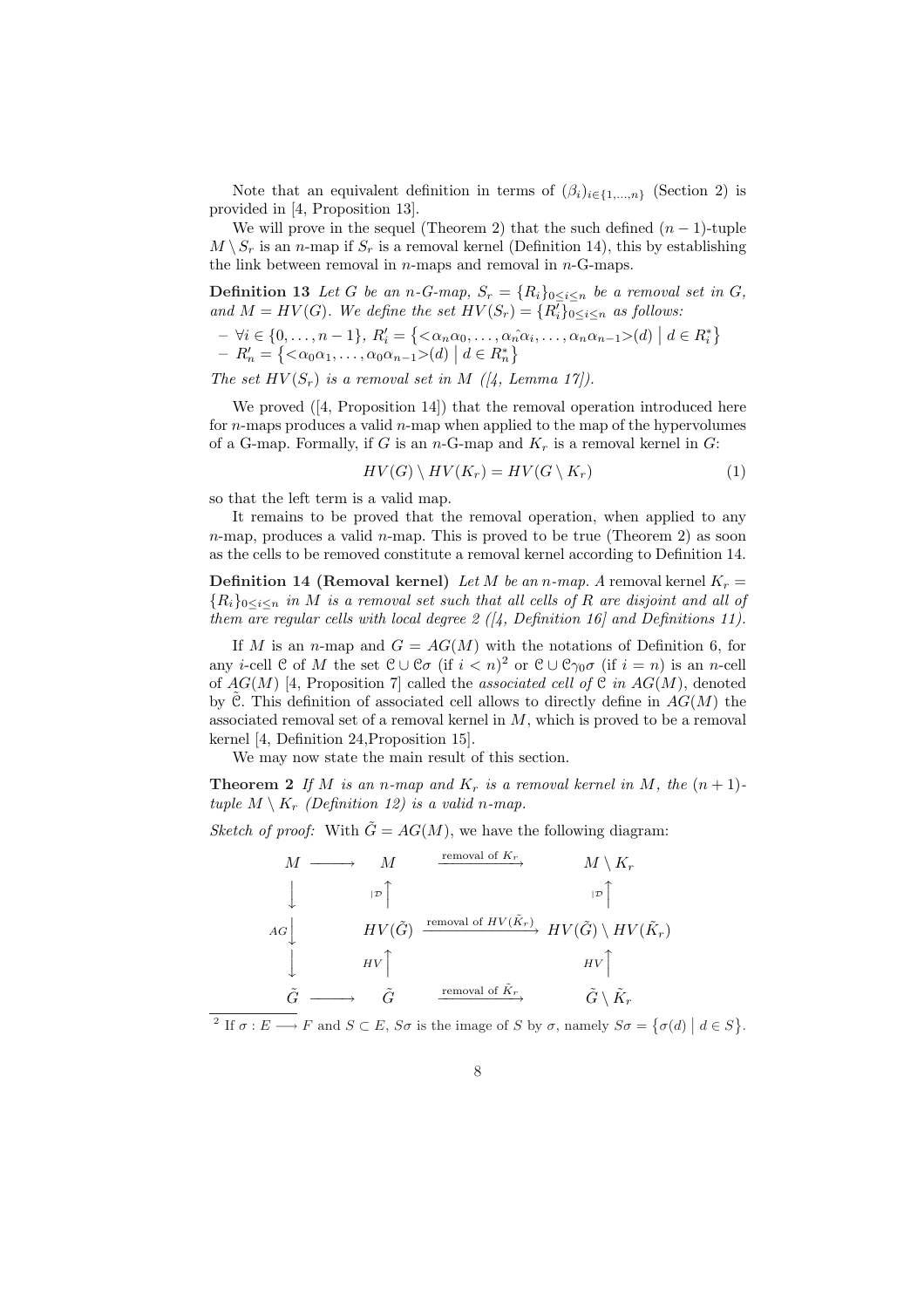Note that an equivalent definition in terms of $(\beta_i)_{i\in\{1,\ldots,n\}}$ (Section 2) is provided in [4, Proposition 13].

We will prove in the sequel (Theorem 2) that the such defined $(n-1)$-tuple $M \setminus S_r$ is an $n$-map if $S_r$ is a removal kernel (Definition 14), this by establishing the link between removal in $n$-maps and removal in $n$-G-maps.

**Definition 13** *Let $G$ be an $n$-G-map, $S_r = \{R_i\}_{0\leq i\leq n}$ be a removal set in $G$, and $M = HV(G)$. We define the set $HV(S_r) = \{R_i'\}_{0\leq i\leq n}$ as follows:*

- $\forall i \in \{0,\ldots,n-1\}$, $R_i' = \left\{<\alpha_n\alpha_0,\ldots,\widehat{\alpha_n\alpha_i},\ldots,\alpha_n\alpha_{n-1}>(d) \;\middle|\; d \in R_i^*\right\}$
- $R_n' = \left\{<\alpha_0\alpha_1,\ldots,\alpha_0\alpha_{n-1}>(d) \;\middle|\; d \in R_n^*\right\}$

*The set $HV(S_r)$ is a removal set in $M$ ([4, Lemma 17]).*

We proved ([4, Proposition 14]) that the removal operation introduced here for $n$-maps produces a valid $n$-map when applied to the map of the hypervolumes of a G-map. Formally, if $G$ is an $n$-G-map and $K_r$ is a removal kernel in $G$:

$$HV(G) \setminus HV(K_r) = HV(G \setminus K_r) \tag{1}$$

so that the left term is a valid map.

It remains to be proved that the removal operation, when applied to any $n$-map, produces a valid $n$-map. This is proved to be true (Theorem 2) as soon as the cells to be removed constitute a removal kernel according to Definition 14.

**Definition 14 (Removal kernel)** *Let $M$ be an $n$-map. A* removal kernel *$K_r = \{R_i\}_{0\leq i\leq n}$ in $M$ is a removal set such that all cells of $R$ are disjoint and all of them are regular cells with local degree 2 ([4, Definition 16] and Definitions 11).*

If $M$ is an $n$-map and $G = AG(M)$ with the notations of Definition 6, for any $i$-cell $\mathcal{C}$ of $M$ the set $\mathcal{C} \cup \mathcal{C}\sigma$ (if $i < n$)[2] or $\mathcal{C} \cup \mathcal{C}\gamma_0\sigma$ (if $i = n$) is an $n$-cell of $AG(M)$ [4, Proposition 7] called the *associated cell of $\mathcal{C}$ in $AG(M)$*, denoted by $\tilde{\mathcal{C}}$. This definition of associated cell allows to directly define in $AG(M)$ the associated removal set of a removal kernel in $M$, which is proved to be a removal kernel [4, Definition 24,Proposition 15].

We may now state the main result of this section.

**Theorem 2** *If $M$ is an $n$-map and $K_r$ is a removal kernel in $M$, the $(n+1)$-tuple $M \setminus K_r$ (Definition 12) is a valid $n$-map.*

*Sketch of proof:* With $\tilde{G} = AG(M)$, we have the following diagram:

$$\begin{array}{ccccc}
M & \longrightarrow & M & \xrightarrow{\text{removal of } K_r} & M \setminus K_r \\
\Big\downarrow & & \Big\uparrow{\scriptstyle |\mathcal{D}} & & \Big\uparrow{\scriptstyle |\mathcal{D}} \\
{\scriptstyle AG}\Big\downarrow & & HV(\tilde{G}) & \xrightarrow{\text{removal of } HV(\tilde{K}_r)} & HV(\tilde{G}) \setminus HV(\tilde{K}_r) \\
\Big\downarrow & & {\scriptstyle HV}\Big\uparrow & & {\scriptstyle HV}\Big\uparrow \\
\tilde{G} & \longrightarrow & \tilde{G} & \xrightarrow{\text{removal of } \tilde{K}_r} & \tilde{G} \setminus \tilde{K}_r
\end{array}$$

[2] If $\sigma : E \longrightarrow F$ and $S \subset E$, $S\sigma$ is the image of $S$ by $\sigma$, namely $S\sigma = \left\{\sigma(d) \;\middle|\; d \in S\right\}$.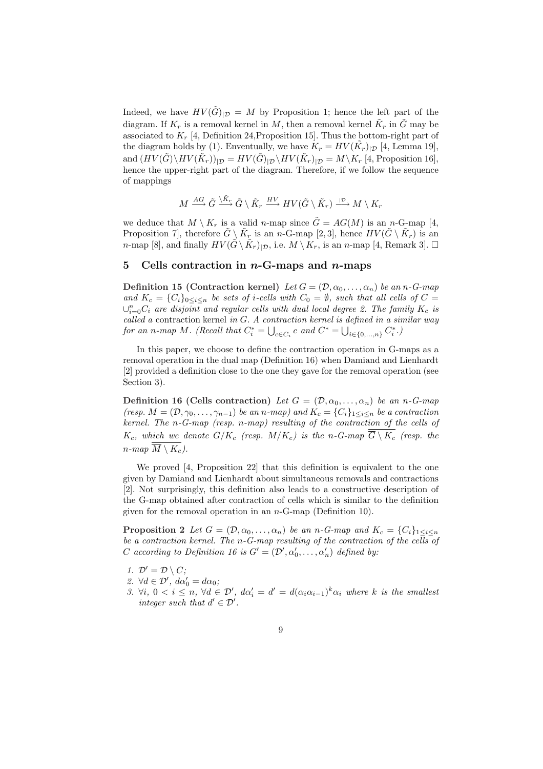Indeed, we have $HV(\tilde{G})_{|\mathcal{D}} = M$ by Proposition 1; hence the left part of the diagram. If $K_r$ is a removal kernel in $M$, then a removal kernel $\tilde{K}_r$ in $\tilde{G}$ may be associated to $K_r$ [4, Definition 24,Proposition 15]. Thus the bottom-right part of the diagram holds by (1). Enventually, we have $K_r = HV(\tilde{K}_r)_{|\mathcal{D}}$ [4, Lemma 19], and $(HV(\tilde{G})\backslash HV(\tilde{K}_r))_{|\mathcal{D}} = HV(\tilde{G})_{|\mathcal{D}}\backslash HV(\tilde{K}_r)_{|\mathcal{D}} = M\backslash K_r$ [4, Proposition 16], hence the upper-right part of the diagram. Therefore, if we follow the sequence of mappings

$$M \xrightarrow{AG} \tilde{G} \xrightarrow{\backslash \tilde{K}_r} \tilde{G} \setminus \tilde{K}_r \xrightarrow{HV} HV(\tilde{G} \setminus \tilde{K}_r) \xrightarrow{|\mathcal{D}} M \setminus K_r$$

we deduce that $M \setminus K_r$ is a valid $n$-map since $\tilde{G} = AG(M)$ is an $n$-G-map [4, Proposition 7], therefore $\tilde{G} \setminus \tilde{K}_r$ is an $n$-G-map [2, 3], hence $HV(\tilde{G} \setminus \tilde{K}_r)$ is an $n$-map [8], and finally $HV(\tilde{G} \setminus \tilde{K}_r)_{|\mathcal{D}}$, i.e. $M \setminus K_r$, is an $n$-map [4, Remark 3]. □

## 5 Cells contraction in $n$-G-maps and $n$-maps

**Definition 15 (Contraction kernel)** *Let $G = (\mathcal{D}, \alpha_0, \ldots, \alpha_n)$ be an $n$-G-map and $K_c = \{C_i\}_{0 \leq i \leq n}$ be sets of $i$-cells with $C_0 = \emptyset$, such that all cells of $C = \cup_{i=0}^{n} C_i$ are disjoint and regular cells with dual local degree 2. The family $K_c$ is called a* contraction kernel *in $G$. A contraction kernel is defined in a similar way for an $n$-map $M$. (Recall that $C_i^* = \bigcup_{c \in C_i} c$ and $C^* = \bigcup_{i \in \{0,\ldots,n\}} C_i^*$.)*

In this paper, we choose to define the contraction operation in G-maps as a removal operation in the dual map (Definition 16) when Damiand and Lienhardt [2] provided a definition close to the one they gave for the removal operation (see Section 3).

**Definition 16 (Cells contraction)** *Let $G = (\mathcal{D}, \alpha_0, \ldots, \alpha_n)$ be an $n$-G-map (resp. $M = (\mathcal{D}, \gamma_0, \ldots, \gamma_{n-1})$ be an $n$-map) and $K_c = \{C_i\}_{1 \leq i \leq n}$ be a contraction kernel. The $n$-G-map (resp. $n$-map) resulting of the contraction of the cells of $K_c$, which we denote $G/K_c$ (resp. $M/K_c$) is the $n$-G-map $\overline{\overline{G} \setminus K_c}$ (resp. the $n$-map $\overline{\overline{M} \setminus K_c}$).*

We proved [4, Proposition 22] that this definition is equivalent to the one given by Damiand and Lienhardt about simultaneous removals and contractions [2]. Not surprisingly, this definition also leads to a constructive description of the G-map obtained after contraction of cells which is similar to the definition given for the removal operation in an $n$-G-map (Definition 10).

**Proposition 2** *Let $G = (\mathcal{D}, \alpha_0, \ldots, \alpha_n)$ be an $n$-G-map and $K_c = \{C_i\}_{1 \leq i \leq n}$ be a contraction kernel. The $n$-G-map resulting of the contraction of the cells of $C$ according to Definition 16 is $G' = (\mathcal{D}', \alpha'_0, \ldots, \alpha'_n)$ defined by:*

1. *$\mathcal{D}' = \mathcal{D} \setminus C$;*
2. *$\forall d \in \mathcal{D}'$, $d\alpha'_0 = d\alpha_0$;*
3. *$\forall i$, $0 < i \leq n$, $\forall d \in \mathcal{D}'$, $d\alpha'_i = d' = d(\alpha_i \alpha_{i-1})^k \alpha_i$ where $k$ is the smallest integer such that $d' \in \mathcal{D}'$.*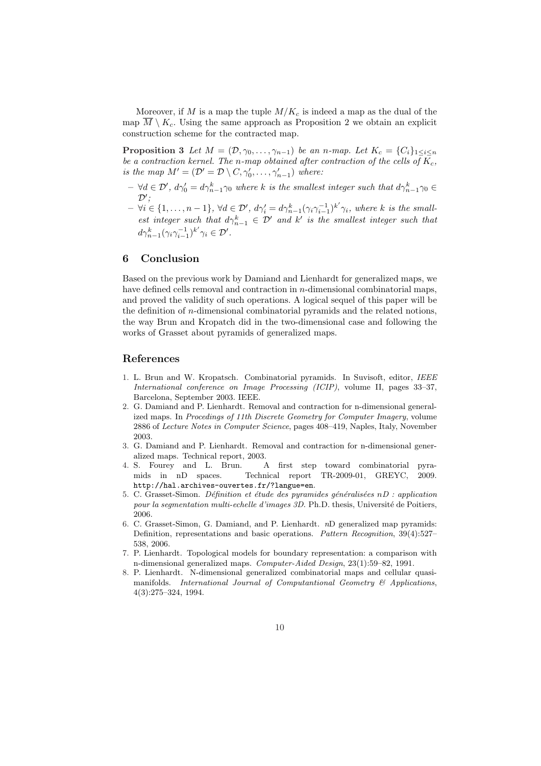Moreover, if $M$ is a map the tuple $M/K_c$ is indeed a map as the dual of the map $\overline{M} \setminus K_c$. Using the same approach as Proposition 2 we obtain an explicit construction scheme for the contracted map.

**Proposition 3** *Let $M = (\mathcal{D}, \gamma_0, \ldots, \gamma_{n-1})$ be an $n$-map. Let $K_c = \{C_i\}_{1 \leq i \leq n}$ be a contraction kernel. The $n$-map obtained after contraction of the cells of $K_c$, is the map $M' = (\mathcal{D}' = \mathcal{D} \setminus C, \gamma'_0, \ldots, \gamma'_{n-1})$ where:*

- *$\forall d \in \mathcal{D}'$, $d\gamma'_0 = d\gamma^k_{n-1}\gamma_0$ where $k$ is the smallest integer such that $d\gamma^k_{n-1}\gamma_0 \in \mathcal{D}'$;*
- *$\forall i \in \{1, \ldots, n-1\}$, $\forall d \in \mathcal{D}'$, $d\gamma'_i = d\gamma^k_{n-1}(\gamma_i\gamma^{-1}_{i-1})^{k'}\gamma_i$, where $k$ is the smallest integer such that $d\gamma^k_{n-1} \in \mathcal{D}'$ and $k'$ is the smallest integer such that $d\gamma^k_{n-1}(\gamma_i\gamma^{-1}_{i-1})^{k'}\gamma_i \in \mathcal{D}'$.*

## 6 Conclusion

Based on the previous work by Damiand and Lienhardt for generalized maps, we have defined cells removal and contraction in $n$-dimensional combinatorial maps, and proved the validity of such operations. A logical sequel of this paper will be the definition of $n$-dimensional combinatorial pyramids and the related notions, the way Brun and Kropatch did in the two-dimensional case and following the works of Grasset about pyramids of generalized maps.

## References

1. L. Brun and W. Kropatsch. Combinatorial pyramids. In Suvisoft, editor, *IEEE International conference on Image Processing (ICIP)*, volume II, pages 33–37, Barcelona, September 2003. IEEE.
2. G. Damiand and P. Lienhardt. Removal and contraction for n-dimensional generalized maps. In *Procedings of 11th Discrete Geometry for Computer Imagery*, volume 2886 of *Lecture Notes in Computer Science*, pages 408–419, Naples, Italy, November 2003.
3. G. Damiand and P. Lienhardt. Removal and contraction for n-dimensional generalized maps. Technical report, 2003.
4. S. Fourey and L. Brun. A first step toward combinatorial pyramids in nD spaces. Technical report TR-2009-01, GREYC, 2009. `http://hal.archives-ouvertes.fr/?langue=en`.
5. C. Grasset-Simon. *Définition et étude des pyramides généralisées nD : application pour la segmentation multi-echelle d'images 3D*. Ph.D. thesis, Université de Poitiers, 2006.
6. C. Grasset-Simon, G. Damiand, and P. Lienhardt. *n*D generalized map pyramids: Definition, representations and basic operations. *Pattern Recognition*, 39(4):527–538, 2006.
7. P. Lienhardt. Topological models for boundary representation: a comparison with n-dimensional generalized maps. *Computer-Aided Design*, 23(1):59–82, 1991.
8. P. Lienhardt. N-dimensional generalized combinatorial maps and cellular quasi-manifolds. *International Journal of Computantional Geometry & Applications*, 4(3):275–324, 1994.